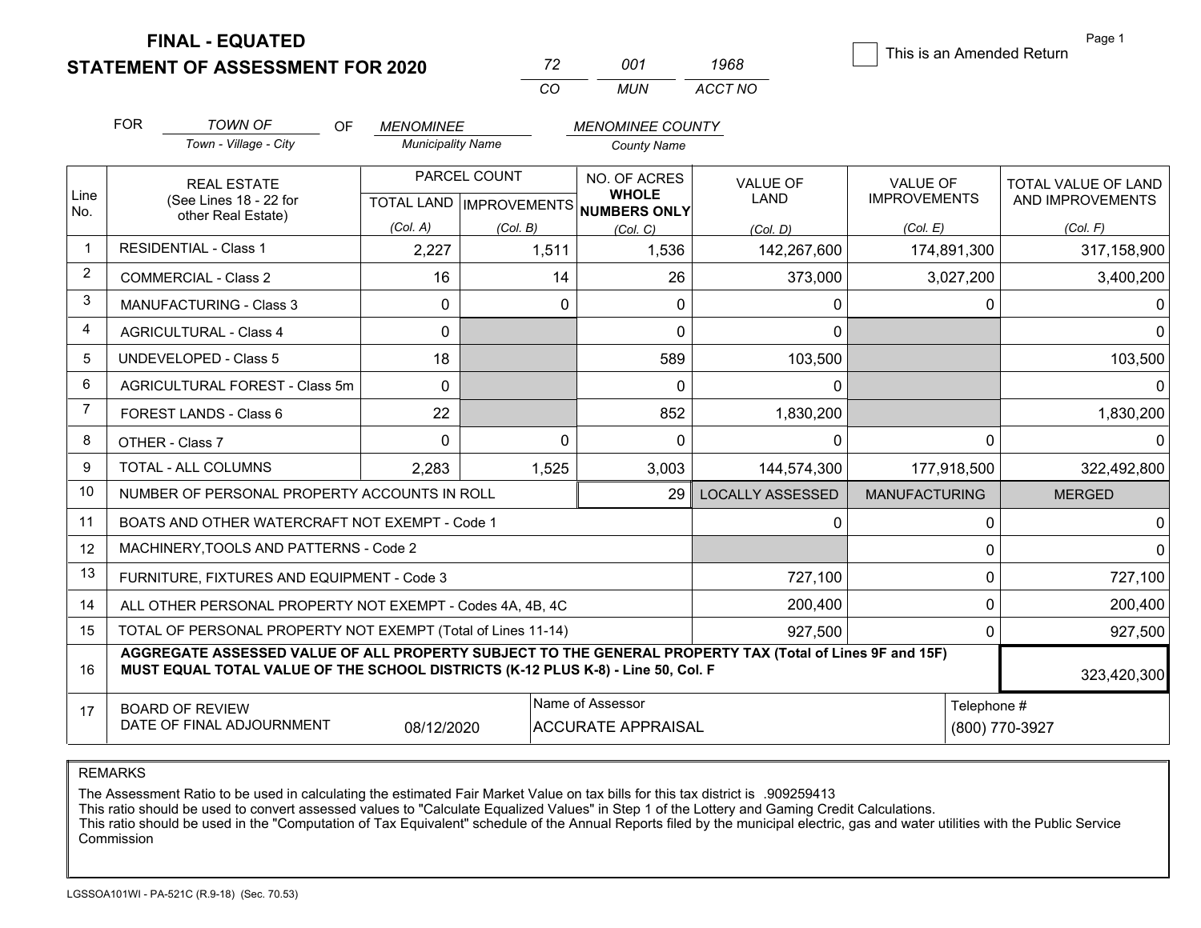# FINAL - EQUATED
## STATEMENT OF ASSESSMENT FOR 2020

| 72 | 001 | 1968 |
|---|---|---|
| CO | MUN | ACCT NO |

☐ This is an Amended Return

FOR *TOWN OF* (Town - Village - City) OF *MENOMINEE* (Municipality Name) *MENOMINEE COUNTY* (County Name)

| Line No. | REAL ESTATE (See Lines 18 - 22 for other Real Estate) | PARCEL COUNT TOTAL LAND (Col. A) | PARCEL COUNT IMPROVEMENTS (Col. B) | NO. OF ACRES WHOLE NUMBERS ONLY (Col. C) | VALUE OF LAND (Col. D) | VALUE OF IMPROVEMENTS (Col. E) | TOTAL VALUE OF LAND AND IMPROVEMENTS (Col. F) |
|---|---|---|---|---|---|---|---|
| 1 | RESIDENTIAL - Class 1 | 2,227 | 1,511 | 1,536 | 142,267,600 | 174,891,300 | 317,158,900 |
| 2 | COMMERCIAL - Class 2 | 16 | 14 | 26 | 373,000 | 3,027,200 | 3,400,200 |
| 3 | MANUFACTURING - Class 3 | 0 | 0 | 0 | 0 | 0 | 0 |
| 4 | AGRICULTURAL - Class 4 | 0 | | 0 | 0 | | 0 |
| 5 | UNDEVELOPED - Class 5 | 18 | | 589 | 103,500 | | 103,500 |
| 6 | AGRICULTURAL FOREST - Class 5m | 0 | | 0 | 0 | | 0 |
| 7 | FOREST LANDS - Class 6 | 22 | | 852 | 1,830,200 | | 1,830,200 |
| 8 | OTHER - Class 7 | 0 | 0 | 0 | 0 | 0 | 0 |
| 9 | TOTAL - ALL COLUMNS | 2,283 | 1,525 | 3,003 | 144,574,300 | 177,918,500 | 322,492,800 |
| 10 | NUMBER OF PERSONAL PROPERTY ACCOUNTS IN ROLL | | | 29 | LOCALLY ASSESSED | MANUFACTURING | MERGED |
| 11 | BOATS AND OTHER WATERCRAFT NOT EXEMPT - Code 1 | | | | 0 | 0 | 0 |
| 12 | MACHINERY,TOOLS AND PATTERNS - Code 2 | | | | | 0 | 0 |
| 13 | FURNITURE, FIXTURES AND EQUIPMENT - Code 3 | | | | 727,100 | 0 | 727,100 |
| 14 | ALL OTHER PERSONAL PROPERTY NOT EXEMPT - Codes 4A, 4B, 4C | | | | 200,400 | 0 | 200,400 |
| 15 | TOTAL OF PERSONAL PROPERTY NOT EXEMPT (Total of Lines 11-14) | | | | 927,500 | 0 | 927,500 |
| 16 | **AGGREGATE ASSESSED VALUE OF ALL PROPERTY SUBJECT TO THE GENERAL PROPERTY TAX (Total of Lines 9F and 15F) MUST EQUAL TOTAL VALUE OF THE SCHOOL DISTRICTS (K-12 PLUS K-8) - Line 50, Col. F** | | | | | | 323,420,300 |
| 17 | BOARD OF REVIEW DATE OF FINAL ADJOURNMENT | 08/12/2020 | Name of Assessor: ACCURATE APPRAISAL | | | Telephone #: (800) 770-3927 | |

REMARKS

The Assessment Ratio to be used in calculating the estimated Fair Market Value on tax bills for this tax district is .909259413
This ratio should be used to convert assessed values to "Calculate Equalized Values" in Step 1 of the Lottery and Gaming Credit Calculations.
This ratio should be used in the "Computation of Tax Equivalent" schedule of the Annual Reports filed by the municipal electric, gas and water utilities with the Public Service Commission

LGSSOA101WI - PA-521C (R.9-18) (Sec. 70.53)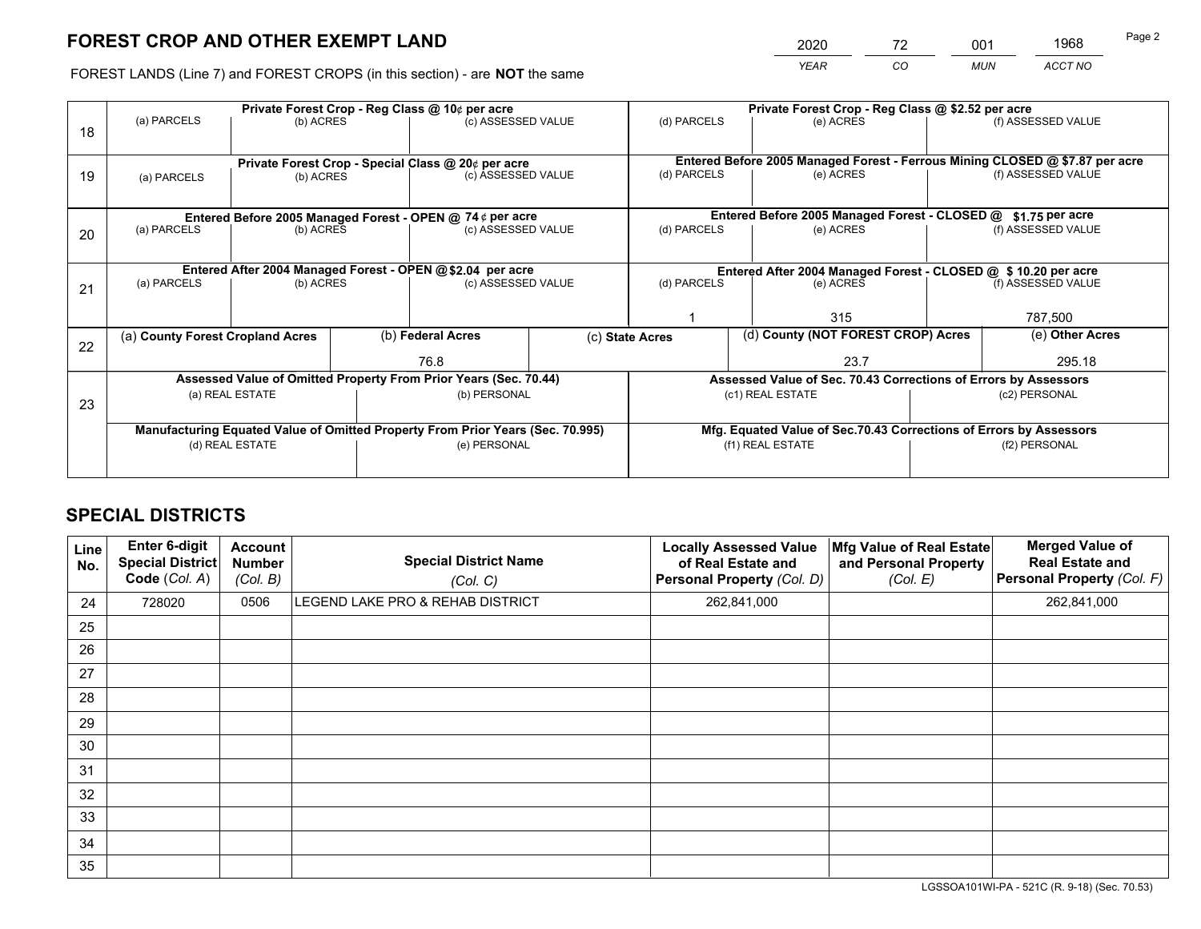# FOREST CROP AND OTHER EXEMPT LAND

FOREST LANDS (Line 7) and FOREST CROPS (in this section) - are **NOT** the same

| YEAR | CO | MUN | ACCT NO |
|---|---|---|---|
| 2020 | 72 | 001 | 1968 |

| Line | Private Forest Crop - Reg Class @ 10¢ per acre | | | Private Forest Crop - Reg Class @ $2.52 per acre | | |
|---|---|---|---|---|---|---|
| 18 | (a) PARCELS | (b) ACRES | (c) ASSESSED VALUE | (d) PARCELS | (e) ACRES | (f) ASSESSED VALUE |
| | **Private Forest Crop - Special Class @ 20¢ per acre** | | | **Entered Before 2005 Managed Forest - Ferrous Mining CLOSED @ $7.87 per acre** | | |
| 19 | (a) PARCELS | (b) ACRES | (c) ASSESSED VALUE | (d) PARCELS | (e) ACRES | (f) ASSESSED VALUE |
| | **Entered Before 2005 Managed Forest - OPEN @ 74¢ per acre** | | | **Entered Before 2005 Managed Forest - CLOSED @ $1.75 per acre** | | |
| 20 | (a) PARCELS | (b) ACRES | (c) ASSESSED VALUE | (d) PARCELS | (e) ACRES | (f) ASSESSED VALUE |
| | **Entered After 2004 Managed Forest - OPEN @ $2.04 per acre** | | | **Entered After 2004 Managed Forest - CLOSED @ $10.20 per acre** | | |
| 21 | (a) PARCELS | (b) ACRES | (c) ASSESSED VALUE | (d) PARCELS | (e) ACRES | (f) ASSESSED VALUE |
| | | | | 1 | 315 | 787,500 |

| Line | (a) County Forest Cropland Acres | (b) Federal Acres | (c) State Acres | (d) County (NOT FOREST CROP) Acres | (e) Other Acres |
|---|---|---|---|---|---|
| 22 | | 76.8 | | 23.7 | 295.18 |

| Line | Assessed Value of Omitted Property From Prior Years (Sec. 70.44) | | Assessed Value of Sec. 70.43 Corrections of Errors by Assessors | |
|---|---|---|---|---|
| 23 | (a) REAL ESTATE | (b) PERSONAL | (c1) REAL ESTATE | (c2) PERSONAL |
| | **Manufacturing Equated Value of Omitted Property From Prior Years (Sec. 70.995)** | | **Mfg. Equated Value of Sec.70.43 Corrections of Errors by Assessors** | |
| | (d) REAL ESTATE | (e) PERSONAL | (f1) REAL ESTATE | (f2) PERSONAL |

# SPECIAL DISTRICTS

| Line No. | Enter 6-digit Special District Code (Col. A) | Account Number (Col. B) | Special District Name (Col. C) | Locally Assessed Value of Real Estate and Personal Property (Col. D) | Mfg Value of Real Estate and Personal Property (Col. E) | Merged Value of Real Estate and Personal Property (Col. F) |
|---|---|---|---|---|---|---|
| 24 | 728020 | 0506 | LEGEND LAKE PRO & REHAB DISTRICT | 262,841,000 | | 262,841,000 |
| 25 | | | | | | |
| 26 | | | | | | |
| 27 | | | | | | |
| 28 | | | | | | |
| 29 | | | | | | |
| 30 | | | | | | |
| 31 | | | | | | |
| 32 | | | | | | |
| 33 | | | | | | |
| 34 | | | | | | |
| 35 | | | | | | |

LGSSOA101WI-PA - 521C (R. 9-18) (Sec. 70.53)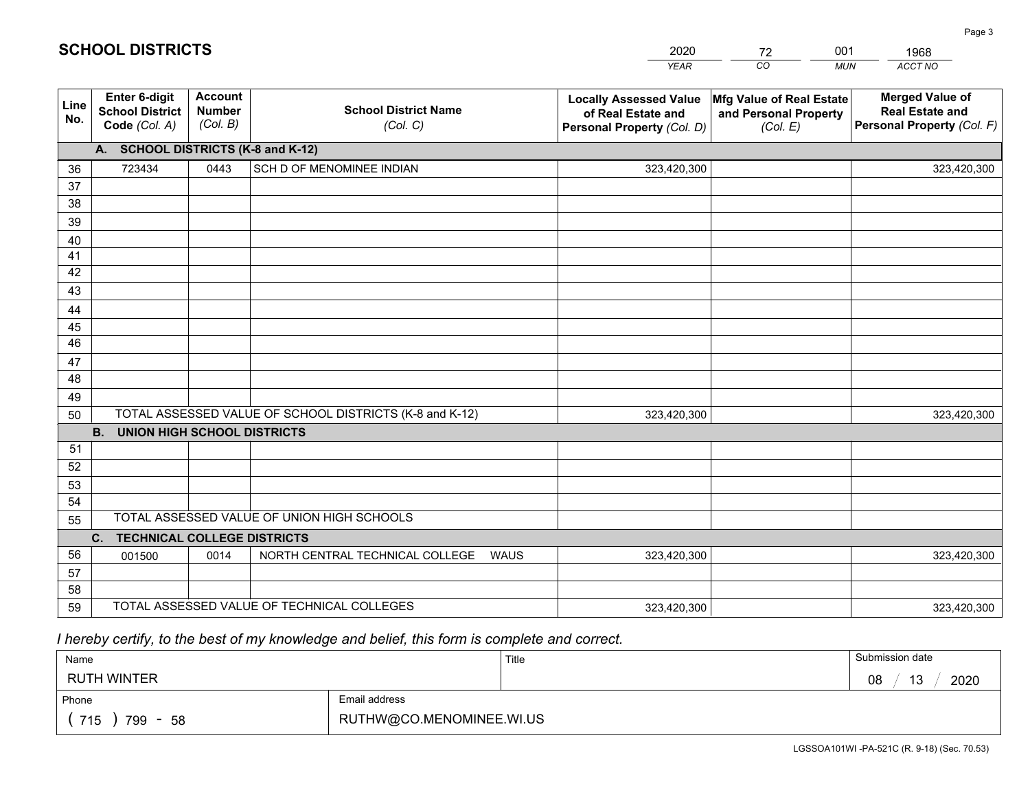# SCHOOL DISTRICTS

| 2020 | 72 | 001 | 1968 |
|---|---|---|---|
| *YEAR* | *CO* | *MUN* | *ACCT NO* |

| Line No. | Enter 6-digit School District Code *(Col. A)* | Account Number *(Col. B)* | School District Name *(Col. C)* | Locally Assessed Value of Real Estate and Personal Property *(Col. D)* | Mfg Value of Real Estate and Personal Property *(Col. E)* | Merged Value of Real Estate and Personal Property *(Col. F)* |
|---|---|---|---|---|---|---|
| **A. SCHOOL DISTRICTS (K-8 and K-12)** | | | | | | |
| 36 | 723434 | 0443 | SCH D OF MENOMINEE INDIAN | 323,420,300 | | 323,420,300 |
| 37 | | | | | | |
| 38 | | | | | | |
| 39 | | | | | | |
| 40 | | | | | | |
| 41 | | | | | | |
| 42 | | | | | | |
| 43 | | | | | | |
| 44 | | | | | | |
| 45 | | | | | | |
| 46 | | | | | | |
| 47 | | | | | | |
| 48 | | | | | | |
| 49 | | | | | | |
| 50 | TOTAL ASSESSED VALUE OF SCHOOL DISTRICTS (K-8 and K-12) | | | 323,420,300 | | 323,420,300 |
| **B. UNION HIGH SCHOOL DISTRICTS** | | | | | | |
| 51 | | | | | | |
| 52 | | | | | | |
| 53 | | | | | | |
| 54 | | | | | | |
| 55 | TOTAL ASSESSED VALUE OF UNION HIGH SCHOOLS | | | | | |
| **C. TECHNICAL COLLEGE DISTRICTS** | | | | | | |
| 56 | 001500 | 0014 | NORTH CENTRAL TECHNICAL COLLEGE WAUS | 323,420,300 | | 323,420,300 |
| 57 | | | | | | |
| 58 | | | | | | |
| 59 | TOTAL ASSESSED VALUE OF TECHNICAL COLLEGES | | | 323,420,300 | | 323,420,300 |

*I hereby certify, to the best of my knowledge and belief, this form is complete and correct.*

| Name | Title | Submission date |
|---|---|---|
| RUTH WINTER | | 08 / 13 / 2020 |
| **Phone** | **Email address** | |
| ( 715 ) 799 - 58 | RUTHW@CO.MENOMINEE.WI.US | |

LGSSOA101WI -PA-521C (R. 9-18) (Sec. 70.53)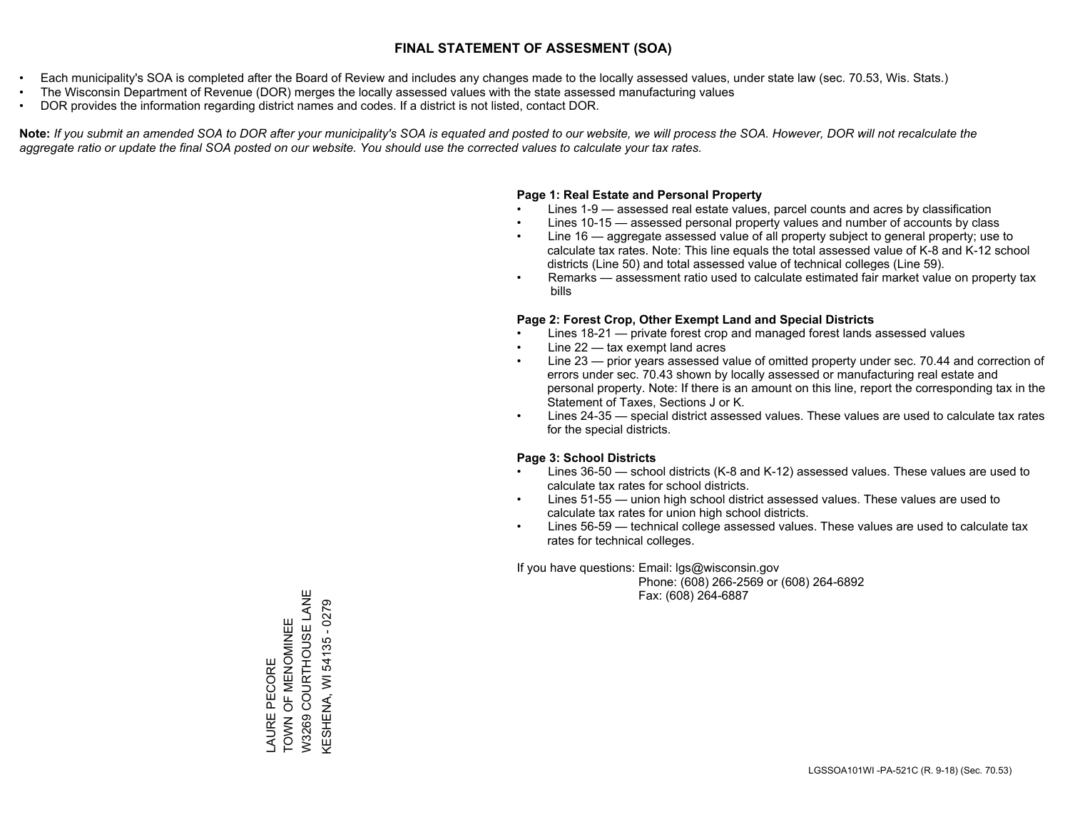# FINAL STATEMENT OF ASSESMENT (SOA)

- Each municipality's SOA is completed after the Board of Review and includes any changes made to the locally assessed values, under state law (sec. 70.53, Wis. Stats.)
- The Wisconsin Department of Revenue (DOR) merges the locally assessed values with the state assessed manufacturing values
- DOR provides the information regarding district names and codes. If a district is not listed, contact DOR.

**Note:** *If you submit an amended SOA to DOR after your municipality's SOA is equated and posted to our website, we will process the SOA. However, DOR will not recalculate the aggregate ratio or update the final SOA posted on our website. You should use the corrected values to calculate your tax rates.*

**Page 1: Real Estate and Personal Property**

- Lines 1-9 — assessed real estate values, parcel counts and acres by classification
- Lines 10-15 — assessed personal property values and number of accounts by class
- Line 16 — aggregate assessed value of all property subject to general property; use to calculate tax rates. Note: This line equals the total assessed value of K-8 and K-12 school districts (Line 50) and total assessed value of technical colleges (Line 59).
- Remarks — assessment ratio used to calculate estimated fair market value on property tax bills

**Page 2: Forest Crop, Other Exempt Land and Special Districts**

- Lines 18-21 — private forest crop and managed forest lands assessed values
- Line 22 — tax exempt land acres
- Line 23 — prior years assessed value of omitted property under sec. 70.44 and correction of errors under sec. 70.43 shown by locally assessed or manufacturing real estate and personal property. Note: If there is an amount on this line, report the corresponding tax in the Statement of Taxes, Sections J or K.
- Lines 24-35 — special district assessed values. These values are used to calculate tax rates for the special districts.

**Page 3: School Districts**

- Lines 36-50 — school districts (K-8 and K-12) assessed values. These values are used to calculate tax rates for school districts.
- Lines 51-55 — union high school district assessed values. These values are used to calculate tax rates for union high school districts.
- Lines 56-59 — technical college assessed values. These values are used to calculate tax rates for technical colleges.

If you have questions: Email: lgs@wisconsin.gov
Phone: (608) 266-2569 or (608) 264-6892
Fax: (608) 264-6887

LAURE PECORE
TOWN OF MENOMINEE
W3269 COURTHOUSE LANE
KESHENA, WI 54135 - 0279

LGSSOA101WI -PA-521C (R. 9-18) (Sec. 70.53)